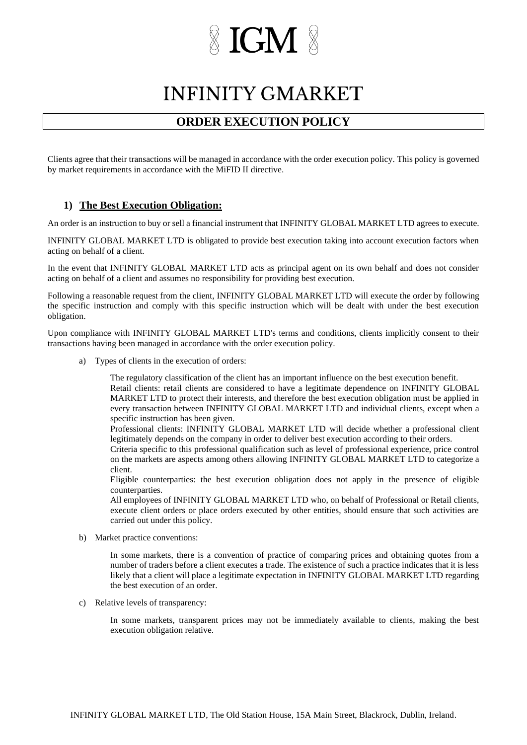# IGM

# INFINITY GMARKET

## ORDER EXECUTION POLICY

Clients agree that their transactions will be managed in accordance with the order execution policy. This policy is governed by market requirements in accordance with the MiFID II directive.

### 1) The Best Execution Obligation:

An order is an instruction to buy or sell a financial instrument that INFINITY GLOBAL MARKET LTD agrees to execute.

INFINITY GLOBAL MARKET LTD is obligated to provide best execution taking into account execution factors when acting on behalf of a client.

In the event that INFINITY GLOBAL MARKET LTD acts as principal agent on its own behalf and does not consider acting on behalf of a client and assumes no responsibility for providing best execution.

Following a reasonable request from the client, INFINITY GLOBAL MARKET LTD will execute the order by following the specific instruction and comply with this specific instruction which will be dealt with under the best execution obligation.

Upon compliance with INFINITY GLOBAL MARKET LTD's terms and conditions, clients implicitly consent to their transactions having been managed in accordance with the order execution policy.

a) Types of clients in the execution of orders:

The regulatory classification of the client has an important influence on the best execution benefit.
Retail clients: retail clients are considered to have a legitimate dependence on INFINITY GLOBAL MARKET LTD to protect their interests, and therefore the best execution obligation must be applied in every transaction between INFINITY GLOBAL MARKET LTD and individual clients, except when a specific instruction has been given.
Professional clients: INFINITY GLOBAL MARKET LTD will decide whether a professional client legitimately depends on the company in order to deliver best execution according to their orders.
Criteria specific to this professional qualification such as level of professional experience, price control on the markets are aspects among others allowing INFINITY GLOBAL MARKET LTD to categorize a client.
Eligible counterparties: the best execution obligation does not apply in the presence of eligible counterparties.
All employees of INFINITY GLOBAL MARKET LTD who, on behalf of Professional or Retail clients, execute client orders or place orders executed by other entities, should ensure that such activities are carried out under this policy.

b) Market practice conventions:

In some markets, there is a convention of practice of comparing prices and obtaining quotes from a number of traders before a client executes a trade. The existence of such a practice indicates that it is less likely that a client will place a legitimate expectation in INFINITY GLOBAL MARKET LTD regarding the best execution of an order.

c) Relative levels of transparency:

In some markets, transparent prices may not be immediately available to clients, making the best execution obligation relative.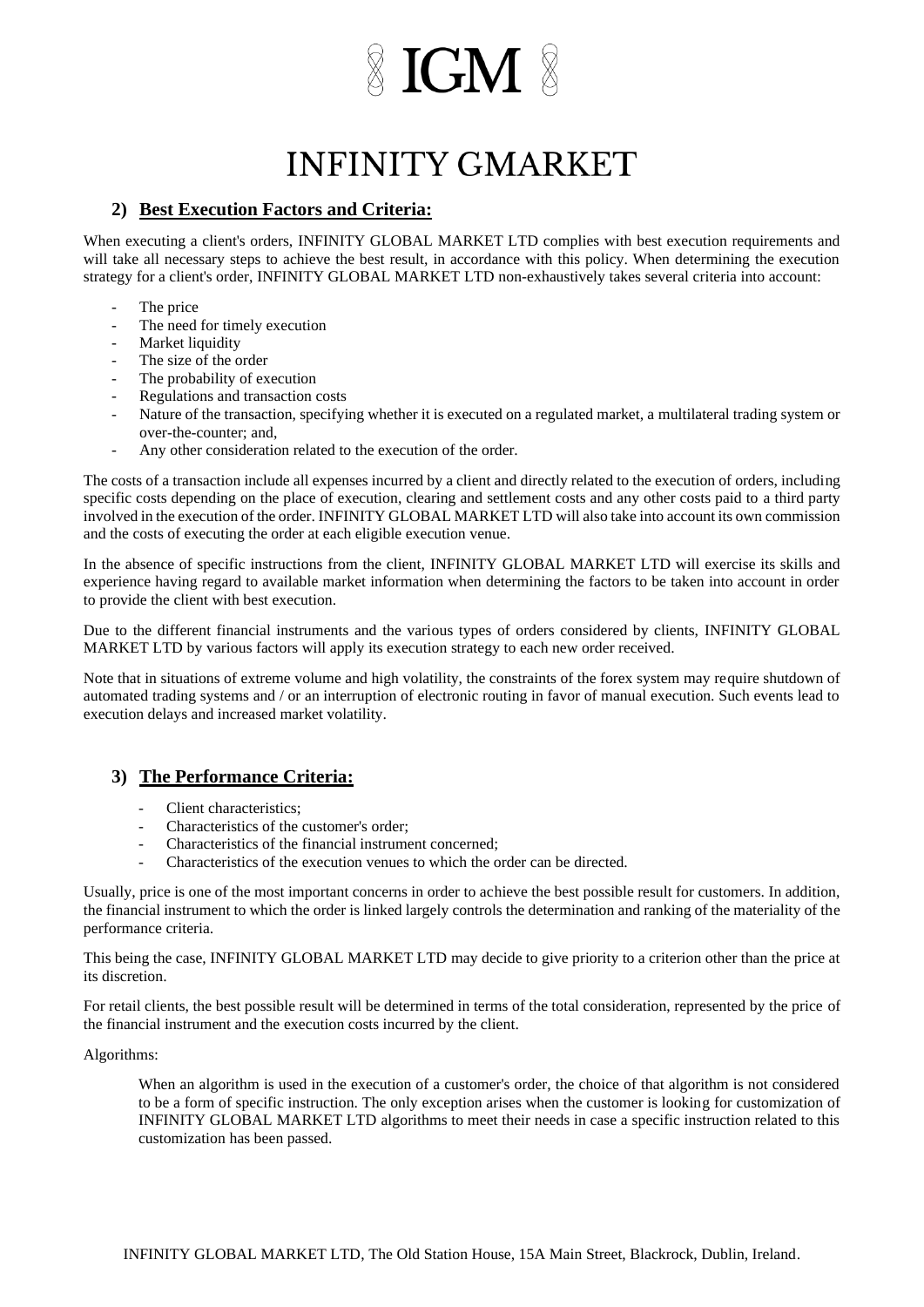## 2) Best Execution Factors and Criteria:

When executing a client's orders, INFINITY GLOBAL MARKET LTD complies with best execution requirements and will take all necessary steps to achieve the best result, in accordance with this policy. When determining the execution strategy for a client's order, INFINITY GLOBAL MARKET LTD non-exhaustively takes several criteria into account:

- The price
- The need for timely execution
- Market liquidity
- The size of the order
- The probability of execution
- Regulations and transaction costs
- Nature of the transaction, specifying whether it is executed on a regulated market, a multilateral trading system or over-the-counter; and,
- Any other consideration related to the execution of the order.

The costs of a transaction include all expenses incurred by a client and directly related to the execution of orders, including specific costs depending on the place of execution, clearing and settlement costs and any other costs paid to a third party involved in the execution of the order. INFINITY GLOBAL MARKET LTD will also take into account its own commission and the costs of executing the order at each eligible execution venue.

In the absence of specific instructions from the client, INFINITY GLOBAL MARKET LTD will exercise its skills and experience having regard to available market information when determining the factors to be taken into account in order to provide the client with best execution.

Due to the different financial instruments and the various types of orders considered by clients, INFINITY GLOBAL MARKET LTD by various factors will apply its execution strategy to each new order received.

Note that in situations of extreme volume and high volatility, the constraints of the forex system may require shutdown of automated trading systems and / or an interruption of electronic routing in favor of manual execution. Such events lead to execution delays and increased market volatility.

## 3) The Performance Criteria:

- Client characteristics;
- Characteristics of the customer's order;
- Characteristics of the financial instrument concerned;
- Characteristics of the execution venues to which the order can be directed.

Usually, price is one of the most important concerns in order to achieve the best possible result for customers. In addition, the financial instrument to which the order is linked largely controls the determination and ranking of the materiality of the performance criteria.

This being the case, INFINITY GLOBAL MARKET LTD may decide to give priority to a criterion other than the price at its discretion.

For retail clients, the best possible result will be determined in terms of the total consideration, represented by the price of the financial instrument and the execution costs incurred by the client.

Algorithms:

When an algorithm is used in the execution of a customer's order, the choice of that algorithm is not considered to be a form of specific instruction. The only exception arises when the customer is looking for customization of INFINITY GLOBAL MARKET LTD algorithms to meet their needs in case a specific instruction related to this customization has been passed.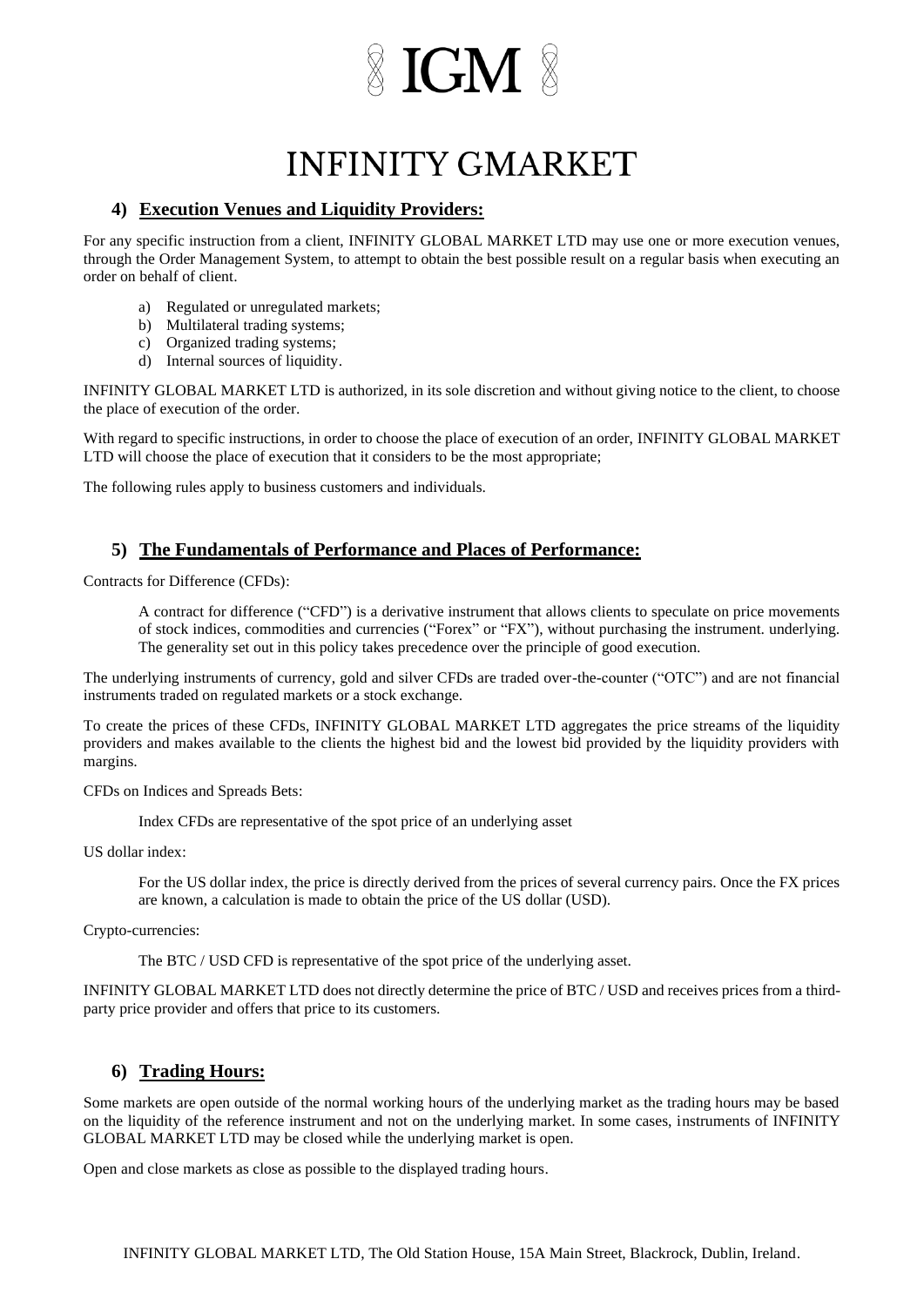## 4) Execution Venues and Liquidity Providers:

For any specific instruction from a client, INFINITY GLOBAL MARKET LTD may use one or more execution venues, through the Order Management System, to attempt to obtain the best possible result on a regular basis when executing an order on behalf of client.

a) Regulated or unregulated markets;
b) Multilateral trading systems;
c) Organized trading systems;
d) Internal sources of liquidity.

INFINITY GLOBAL MARKET LTD is authorized, in its sole discretion and without giving notice to the client, to choose the place of execution of the order.

With regard to specific instructions, in order to choose the place of execution of an order, INFINITY GLOBAL MARKET LTD will choose the place of execution that it considers to be the most appropriate;

The following rules apply to business customers and individuals.

## 5) The Fundamentals of Performance and Places of Performance:

Contracts for Difference (CFDs):

> A contract for difference ("CFD") is a derivative instrument that allows clients to speculate on price movements of stock indices, commodities and currencies ("Forex" or "FX"), without purchasing the instrument. underlying. The generality set out in this policy takes precedence over the principle of good execution.

The underlying instruments of currency, gold and silver CFDs are traded over-the-counter ("OTC") and are not financial instruments traded on regulated markets or a stock exchange.

To create the prices of these CFDs, INFINITY GLOBAL MARKET LTD aggregates the price streams of the liquidity providers and makes available to the clients the highest bid and the lowest bid provided by the liquidity providers with margins.

CFDs on Indices and Spreads Bets:

> Index CFDs are representative of the spot price of an underlying asset

US dollar index:

> For the US dollar index, the price is directly derived from the prices of several currency pairs. Once the FX prices are known, a calculation is made to obtain the price of the US dollar (USD).

Crypto-currencies:

> The BTC / USD CFD is representative of the spot price of the underlying asset.

INFINITY GLOBAL MARKET LTD does not directly determine the price of BTC / USD and receives prices from a third-party price provider and offers that price to its customers.

## 6) Trading Hours:

Some markets are open outside of the normal working hours of the underlying market as the trading hours may be based on the liquidity of the reference instrument and not on the underlying market. In some cases, instruments of INFINITY GLOBAL MARKET LTD may be closed while the underlying market is open.

Open and close markets as close as possible to the displayed trading hours.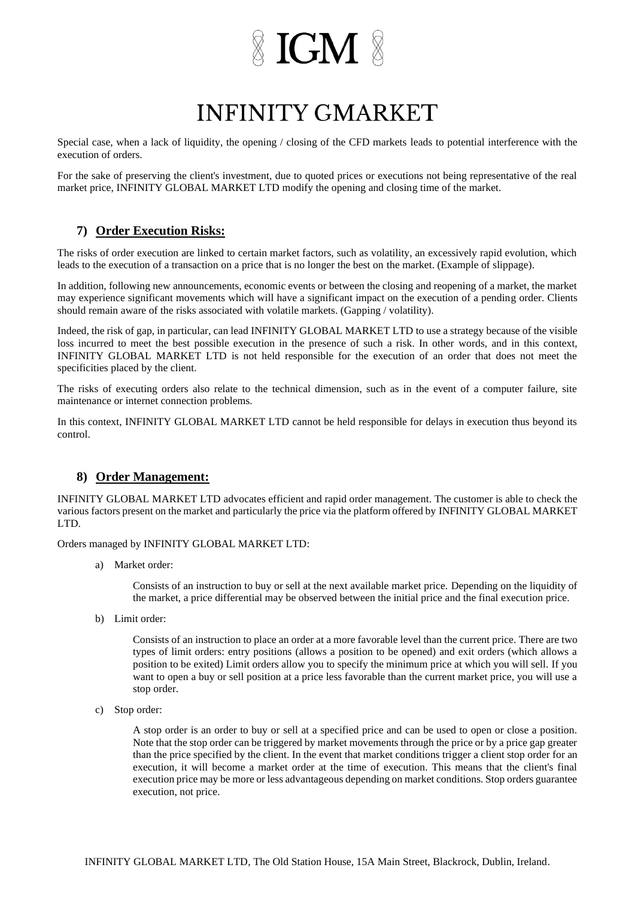Special case, when a lack of liquidity, the opening / closing of the CFD markets leads to potential interference with the execution of orders.

For the sake of preserving the client's investment, due to quoted prices or executions not being representative of the real market price, INFINITY GLOBAL MARKET LTD modify the opening and closing time of the market.

## 7) Order Execution Risks:

The risks of order execution are linked to certain market factors, such as volatility, an excessively rapid evolution, which leads to the execution of a transaction on a price that is no longer the best on the market. (Example of slippage).

In addition, following new announcements, economic events or between the closing and reopening of a market, the market may experience significant movements which will have a significant impact on the execution of a pending order. Clients should remain aware of the risks associated with volatile markets. (Gapping / volatility).

Indeed, the risk of gap, in particular, can lead INFINITY GLOBAL MARKET LTD to use a strategy because of the visible loss incurred to meet the best possible execution in the presence of such a risk. In other words, and in this context, INFINITY GLOBAL MARKET LTD is not held responsible for the execution of an order that does not meet the specificities placed by the client.

The risks of executing orders also relate to the technical dimension, such as in the event of a computer failure, site maintenance or internet connection problems.

In this context, INFINITY GLOBAL MARKET LTD cannot be held responsible for delays in execution thus beyond its control.

## 8) Order Management:

INFINITY GLOBAL MARKET LTD advocates efficient and rapid order management. The customer is able to check the various factors present on the market and particularly the price via the platform offered by INFINITY GLOBAL MARKET LTD.

Orders managed by INFINITY GLOBAL MARKET LTD:

a) Market order:

   Consists of an instruction to buy or sell at the next available market price. Depending on the liquidity of the market, a price differential may be observed between the initial price and the final execution price.

b) Limit order:

   Consists of an instruction to place an order at a more favorable level than the current price. There are two types of limit orders: entry positions (allows a position to be opened) and exit orders (which allows a position to be exited) Limit orders allow you to specify the minimum price at which you will sell. If you want to open a buy or sell position at a price less favorable than the current market price, you will use a stop order.

c) Stop order:

   A stop order is an order to buy or sell at a specified price and can be used to open or close a position. Note that the stop order can be triggered by market movements through the price or by a price gap greater than the price specified by the client. In the event that market conditions trigger a client stop order for an execution, it will become a market order at the time of execution. This means that the client's final execution price may be more or less advantageous depending on market conditions. Stop orders guarantee execution, not price.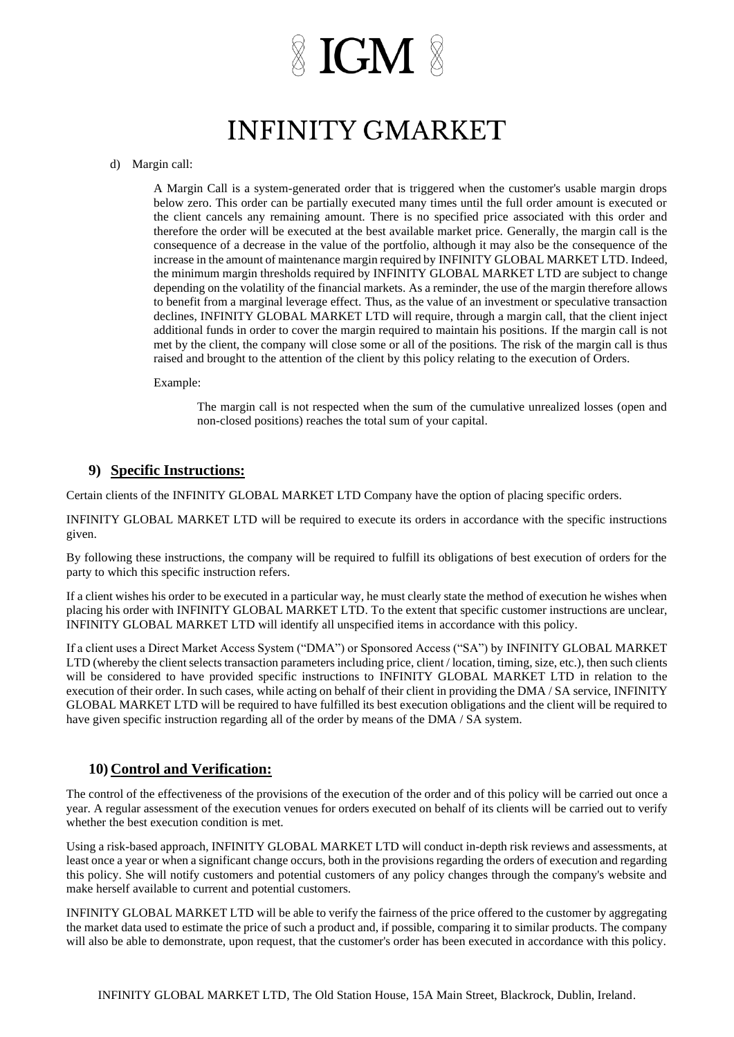d) Margin call:

A Margin Call is a system-generated order that is triggered when the customer's usable margin drops below zero. This order can be partially executed many times until the full order amount is executed or the client cancels any remaining amount. There is no specified price associated with this order and therefore the order will be executed at the best available market price. Generally, the margin call is the consequence of a decrease in the value of the portfolio, although it may also be the consequence of the increase in the amount of maintenance margin required by INFINITY GLOBAL MARKET LTD. Indeed, the minimum margin thresholds required by INFINITY GLOBAL MARKET LTD are subject to change depending on the volatility of the financial markets. As a reminder, the use of the margin therefore allows to benefit from a marginal leverage effect. Thus, as the value of an investment or speculative transaction declines, INFINITY GLOBAL MARKET LTD will require, through a margin call, that the client inject additional funds in order to cover the margin required to maintain his positions. If the margin call is not met by the client, the company will close some or all of the positions. The risk of the margin call is thus raised and brought to the attention of the client by this policy relating to the execution of Orders.

Example:

> The margin call is not respected when the sum of the cumulative unrealized losses (open and non-closed positions) reaches the total sum of your capital.

## 9) Specific Instructions:

Certain clients of the INFINITY GLOBAL MARKET LTD Company have the option of placing specific orders.

INFINITY GLOBAL MARKET LTD will be required to execute its orders in accordance with the specific instructions given.

By following these instructions, the company will be required to fulfill its obligations of best execution of orders for the party to which this specific instruction refers.

If a client wishes his order to be executed in a particular way, he must clearly state the method of execution he wishes when placing his order with INFINITY GLOBAL MARKET LTD. To the extent that specific customer instructions are unclear, INFINITY GLOBAL MARKET LTD will identify all unspecified items in accordance with this policy.

If a client uses a Direct Market Access System ("DMA") or Sponsored Access ("SA") by INFINITY GLOBAL MARKET LTD (whereby the client selects transaction parameters including price, client / location, timing, size, etc.), then such clients will be considered to have provided specific instructions to INFINITY GLOBAL MARKET LTD in relation to the execution of their order. In such cases, while acting on behalf of their client in providing the DMA / SA service, INFINITY GLOBAL MARKET LTD will be required to have fulfilled its best execution obligations and the client will be required to have given specific instruction regarding all of the order by means of the DMA / SA system.

## 10) Control and Verification:

The control of the effectiveness of the provisions of the execution of the order and of this policy will be carried out once a year. A regular assessment of the execution venues for orders executed on behalf of its clients will be carried out to verify whether the best execution condition is met.

Using a risk-based approach, INFINITY GLOBAL MARKET LTD will conduct in-depth risk reviews and assessments, at least once a year or when a significant change occurs, both in the provisions regarding the orders of execution and regarding this policy. She will notify customers and potential customers of any policy changes through the company's website and make herself available to current and potential customers.

INFINITY GLOBAL MARKET LTD will be able to verify the fairness of the price offered to the customer by aggregating the market data used to estimate the price of such a product and, if possible, comparing it to similar products. The company will also be able to demonstrate, upon request, that the customer's order has been executed in accordance with this policy.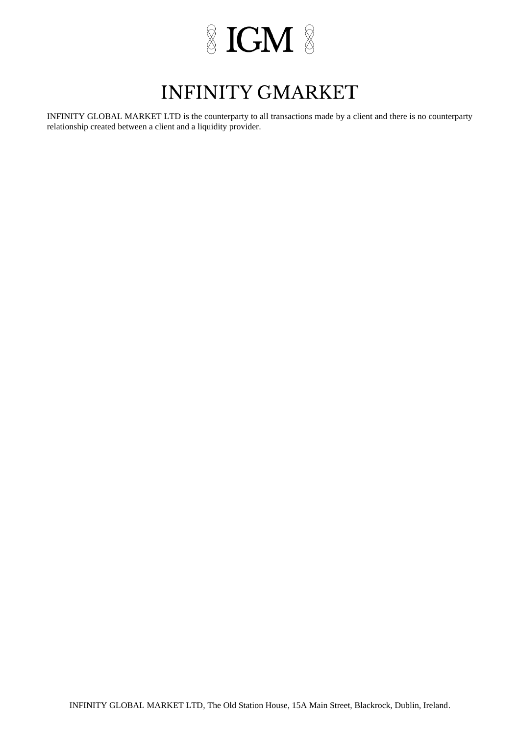# IGM

## INFINITY GMARKET

INFINITY GLOBAL MARKET LTD is the counterparty to all transactions made by a client and there is no counterparty relationship created between a client and a liquidity provider.